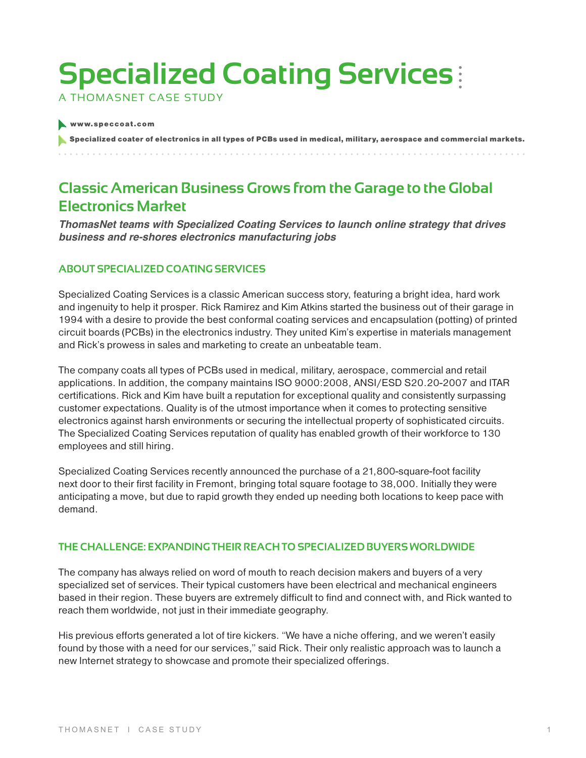# Specialized Coating Services

A THOMASNET CASE STUDY

**www.speccoat.com**

**Specialized coater of electronics in all types of PCBs used in medical, military, aerospace and commercial markets.**

## Classic American Business Grows from the Garage to the Global Electronics Market

***ThomasNet teams with Specialized Coating Services to launch online strategy that drives business and re-shores electronics manufacturing jobs***

### ABOUT SPECIALIZED COATING SERVICES

Specialized Coating Services is a classic American success story, featuring a bright idea, hard work and ingenuity to help it prosper. Rick Ramirez and Kim Atkins started the business out of their garage in 1994 with a desire to provide the best conformal coating services and encapsulation (potting) of printed circuit boards (PCBs) in the electronics industry. They united Kim's expertise in materials management and Rick's prowess in sales and marketing to create an unbeatable team.

The company coats all types of PCBs used in medical, military, aerospace, commercial and retail applications. In addition, the company maintains ISO 9000:2008, ANSI/ESD S20.20-2007 and ITAR certifications. Rick and Kim have built a reputation for exceptional quality and consistently surpassing customer expectations. Quality is of the utmost importance when it comes to protecting sensitive electronics against harsh environments or securing the intellectual property of sophisticated circuits. The Specialized Coating Services reputation of quality has enabled growth of their workforce to 130 employees and still hiring.

Specialized Coating Services recently announced the purchase of a 21,800-square-foot facility next door to their first facility in Fremont, bringing total square footage to 38,000. Initially they were anticipating a move, but due to rapid growth they ended up needing both locations to keep pace with demand.

### THE CHALLENGE: EXPANDING THEIR REACH TO SPECIALIZED BUYERS WORLDWIDE

The company has always relied on word of mouth to reach decision makers and buyers of a very specialized set of services. Their typical customers have been electrical and mechanical engineers based in their region. These buyers are extremely difficult to find and connect with, and Rick wanted to reach them worldwide, not just in their immediate geography.

His previous efforts generated a lot of tire kickers. "We have a niche offering, and we weren't easily found by those with a need for our services," said Rick. Their only realistic approach was to launch a new Internet strategy to showcase and promote their specialized offerings.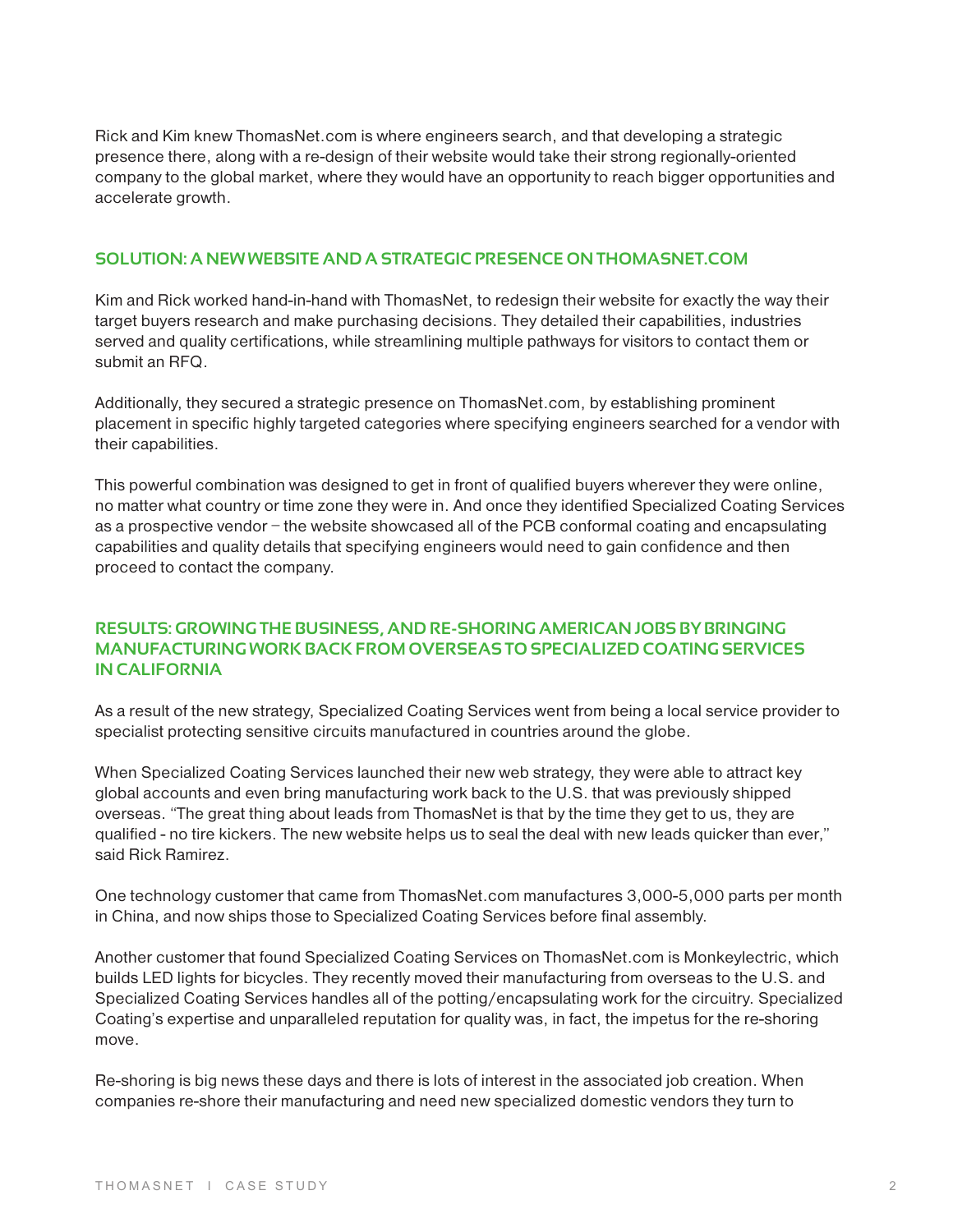Rick and Kim knew ThomasNet.com is where engineers search, and that developing a strategic presence there, along with a re-design of their website would take their strong regionally-oriented company to the global market, where they would have an opportunity to reach bigger opportunities and accelerate growth.

## SOLUTION: A NEW WEBSITE AND A STRATEGIC PRESENCE ON THOMASNET.COM

Kim and Rick worked hand-in-hand with ThomasNet, to redesign their website for exactly the way their target buyers research and make purchasing decisions. They detailed their capabilities, industries served and quality certifications, while streamlining multiple pathways for visitors to contact them or submit an RFQ.

Additionally, they secured a strategic presence on ThomasNet.com, by establishing prominent placement in specific highly targeted categories where specifying engineers searched for a vendor with their capabilities.

This powerful combination was designed to get in front of qualified buyers wherever they were online, no matter what country or time zone they were in. And once they identified Specialized Coating Services as a prospective vendor – the website showcased all of the PCB conformal coating and encapsulating capabilities and quality details that specifying engineers would need to gain confidence and then proceed to contact the company.

## RESULTS: GROWING THE BUSINESS, AND RE-SHORING AMERICAN JOBS BY BRINGING MANUFACTURING WORK BACK FROM OVERSEAS TO SPECIALIZED COATING SERVICES IN CALIFORNIA

As a result of the new strategy, Specialized Coating Services went from being a local service provider to specialist protecting sensitive circuits manufactured in countries around the globe.

When Specialized Coating Services launched their new web strategy, they were able to attract key global accounts and even bring manufacturing work back to the U.S. that was previously shipped overseas. "The great thing about leads from ThomasNet is that by the time they get to us, they are qualified - no tire kickers. The new website helps us to seal the deal with new leads quicker than ever," said Rick Ramirez.

One technology customer that came from ThomasNet.com manufactures 3,000-5,000 parts per month in China, and now ships those to Specialized Coating Services before final assembly.

Another customer that found Specialized Coating Services on ThomasNet.com is Monkeylectric, which builds LED lights for bicycles. They recently moved their manufacturing from overseas to the U.S. and Specialized Coating Services handles all of the potting/encapsulating work for the circuitry. Specialized Coating's expertise and unparalleled reputation for quality was, in fact, the impetus for the re-shoring move.

Re-shoring is big news these days and there is lots of interest in the associated job creation. When companies re-shore their manufacturing and need new specialized domestic vendors they turn to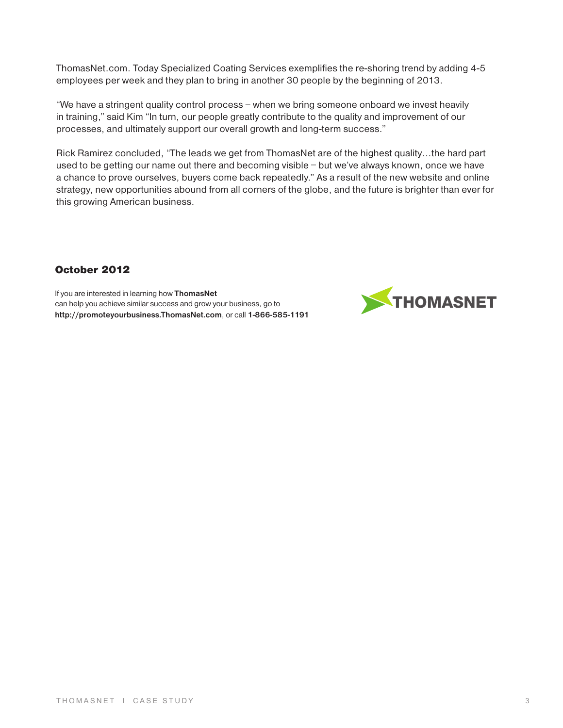ThomasNet.com. Today Specialized Coating Services exemplifies the re-shoring trend by adding 4-5 employees per week and they plan to bring in another 30 people by the beginning of 2013.

"We have a stringent quality control process – when we bring someone onboard we invest heavily in training," said Kim "In turn, our people greatly contribute to the quality and improvement of our processes, and ultimately support our overall growth and long-term success."

Rick Ramirez concluded, "The leads we get from ThomasNet are of the highest quality…the hard part used to be getting our name out there and becoming visible – but we've always known, once we have a chance to prove ourselves, buyers come back repeatedly." As a result of the new website and online strategy, new opportunities abound from all corners of the globe, and the future is brighter than ever for this growing American business.

**October 2012**

If you are interested in learning how **ThomasNet** can help you achieve similar success and grow your business, go to **http://promoteyourbusiness.ThomasNet.com**, or call **1-866-585-1191**

THOMASNET